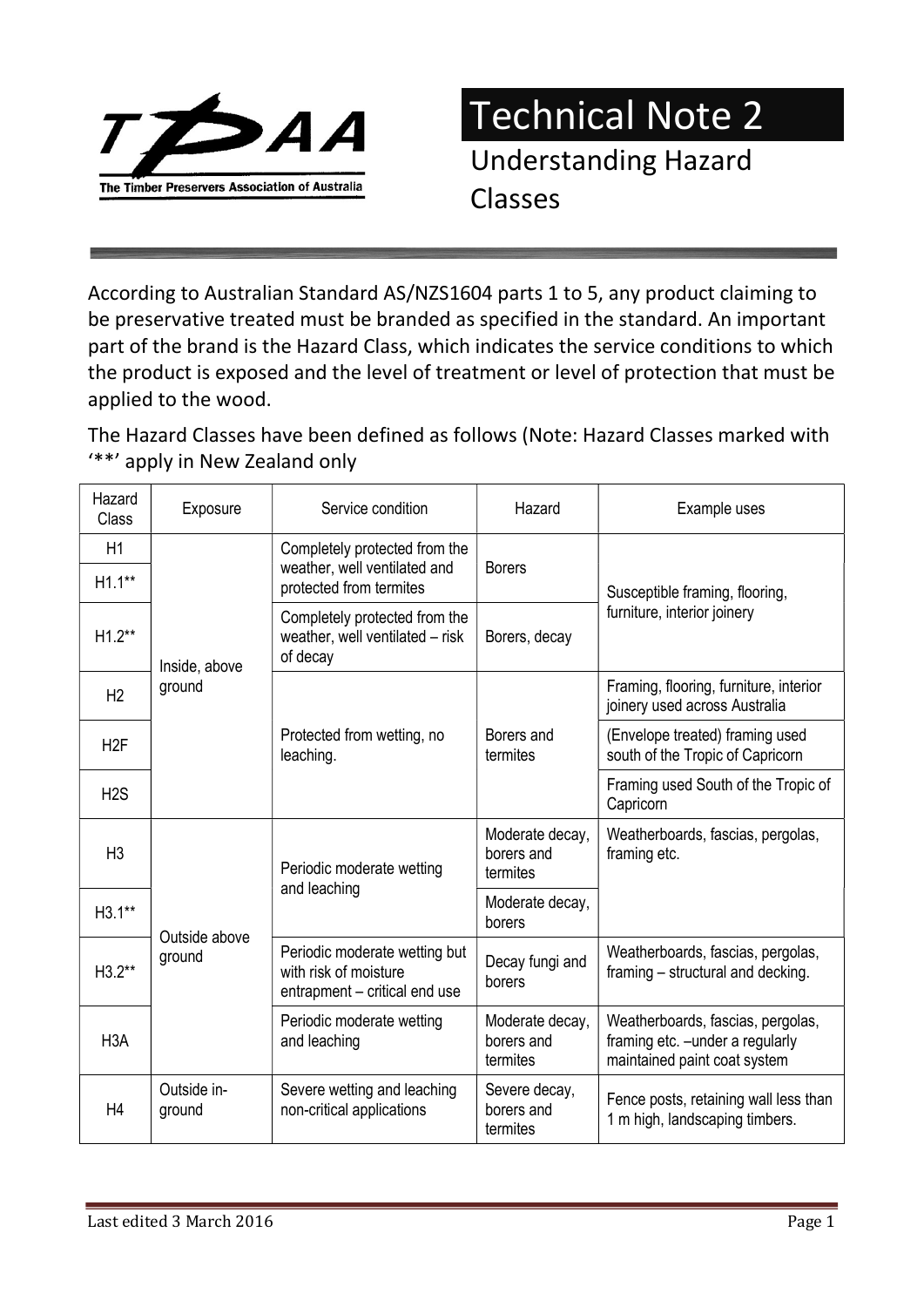# Technical Note 2

## Understanding Hazard Classes

According to Australian Standard AS/NZS1604 parts 1 to 5, any product claiming to be preservative treated must be branded as specified in the standard. An important part of the brand is the Hazard Class, which indicates the service conditions to which the product is exposed and the level of treatment or level of protection that must be applied to the wood.

The Hazard Classes have been defined as follows (Note: Hazard Classes marked with '**' apply in New Zealand only

| Hazard Class | Exposure | Service condition | Hazard | Example uses |
|---|---|---|---|---|
| H1 | Inside, above ground | Completely protected from the weather, well ventilated and protected from termites | Borers | Susceptible framing, flooring, furniture, interior joinery |
| H1.1** | | | | |
| H1.2** | | Completely protected from the weather, well ventilated – risk of decay | Borers, decay | |
| H2 | | Protected from wetting, no leaching. | Borers and termites | Framing, flooring, furniture, interior joinery used across Australia |
| H2F | | | | (Envelope treated) framing used south of the Tropic of Capricorn |
| H2S | | | | Framing used South of the Tropic of Capricorn |
| H3 | Outside above ground | Periodic moderate wetting and leaching | Moderate decay, borers and termites | Weatherboards, fascias, pergolas, framing etc. |
| H3.1** | | | Moderate decay, borers | |
| H3.2** | | Periodic moderate wetting but with risk of moisture entrapment – critical end use | Decay fungi and borers | Weatherboards, fascias, pergolas, framing – structural and decking. |
| H3A | | Periodic moderate wetting and leaching | Moderate decay, borers and termites | Weatherboards, fascias, pergolas, framing etc. –under a regularly maintained paint coat system |
| H4 | Outside in-ground | Severe wetting and leaching non-critical applications | Severe decay, borers and termites | Fence posts, retaining wall less than 1 m high, landscaping timbers. |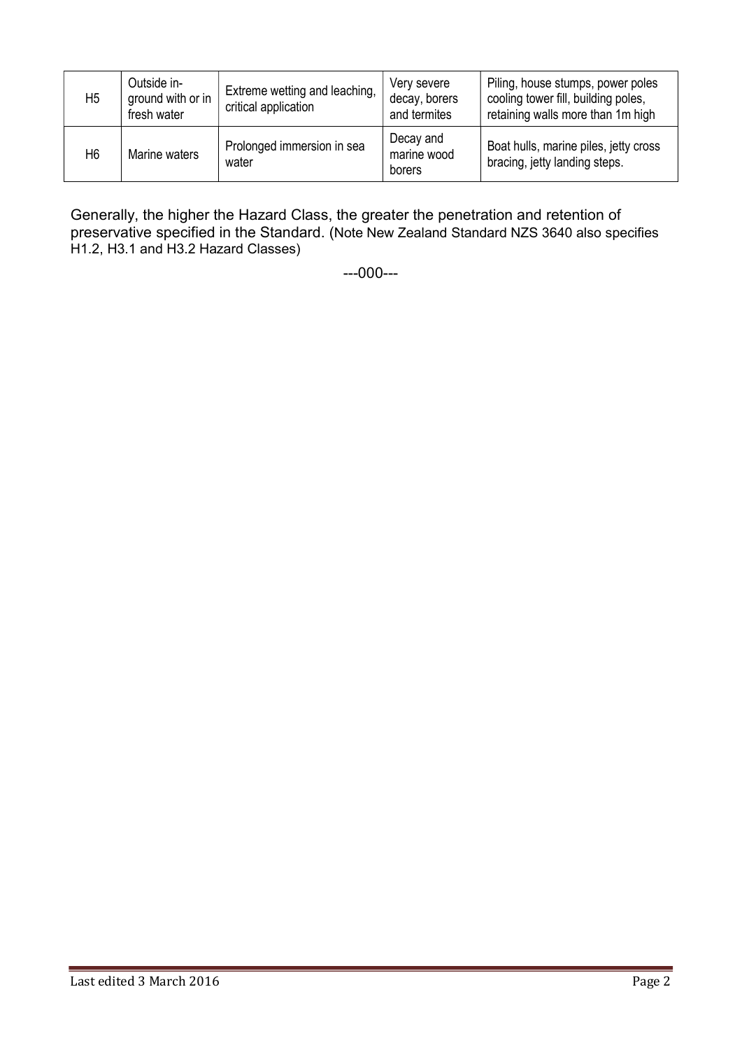| | | | | |
|---|---|---|---|---|
| H5 | Outside in-ground with or in fresh water | Extreme wetting and leaching, critical application | Very severe decay, borers and termites | Piling, house stumps, power poles cooling tower fill, building poles, retaining walls more than 1m high |
| H6 | Marine waters | Prolonged immersion in sea water | Decay and marine wood borers | Boat hulls, marine piles, jetty cross bracing, jetty landing steps. |

Generally, the higher the Hazard Class, the greater the penetration and retention of preservative specified in the Standard. (Note New Zealand Standard NZS 3640 also specifies H1.2, H3.1 and H3.2 Hazard Classes)

---000---